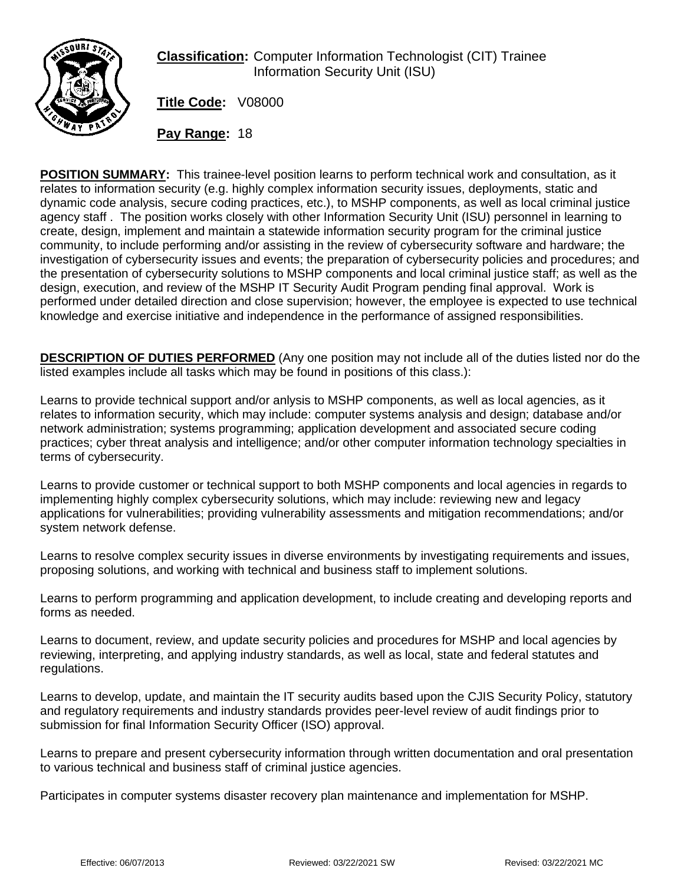**Classification:** Computer Information Technologist (CIT) Trainee Information Security Unit (ISU)

**Title Code:** V08000

**Pay Range:** 18

**POSITION SUMMARY:** This trainee-level position learns to perform technical work and consultation, as it relates to information security (e.g. highly complex information security issues, deployments, static and dynamic code analysis, secure coding practices, etc.), to MSHP components, as well as local criminal justice agency staff . The position works closely with other Information Security Unit (ISU) personnel in learning to create, design, implement and maintain a statewide information security program for the criminal justice community, to include performing and/or assisting in the review of cybersecurity software and hardware; the investigation of cybersecurity issues and events; the preparation of cybersecurity policies and procedures; and the presentation of cybersecurity solutions to MSHP components and local criminal justice staff; as well as the design, execution, and review of the MSHP IT Security Audit Program pending final approval. Work is performed under detailed direction and close supervision; however, the employee is expected to use technical knowledge and exercise initiative and independence in the performance of assigned responsibilities.

**DESCRIPTION OF DUTIES PERFORMED** (Any one position may not include all of the duties listed nor do the listed examples include all tasks which may be found in positions of this class.):

Learns to provide technical support and/or anlysis to MSHP components, as well as local agencies, as it relates to information security, which may include: computer systems analysis and design; database and/or network administration; systems programming; application development and associated secure coding practices; cyber threat analysis and intelligence; and/or other computer information technology specialties in terms of cybersecurity.

Learns to provide customer or technical support to both MSHP components and local agencies in regards to implementing highly complex cybersecurity solutions, which may include: reviewing new and legacy applications for vulnerabilities; providing vulnerability assessments and mitigation recommendations; and/or system network defense.

Learns to resolve complex security issues in diverse environments by investigating requirements and issues, proposing solutions, and working with technical and business staff to implement solutions.

Learns to perform programming and application development, to include creating and developing reports and forms as needed.

Learns to document, review, and update security policies and procedures for MSHP and local agencies by reviewing, interpreting, and applying industry standards, as well as local, state and federal statutes and regulations.

Learns to develop, update, and maintain the IT security audits based upon the CJIS Security Policy, statutory and regulatory requirements and industry standards provides peer-level review of audit findings prior to submission for final Information Security Officer (ISO) approval.

Learns to prepare and present cybersecurity information through written documentation and oral presentation to various technical and business staff of criminal justice agencies.

Participates in computer systems disaster recovery plan maintenance and implementation for MSHP.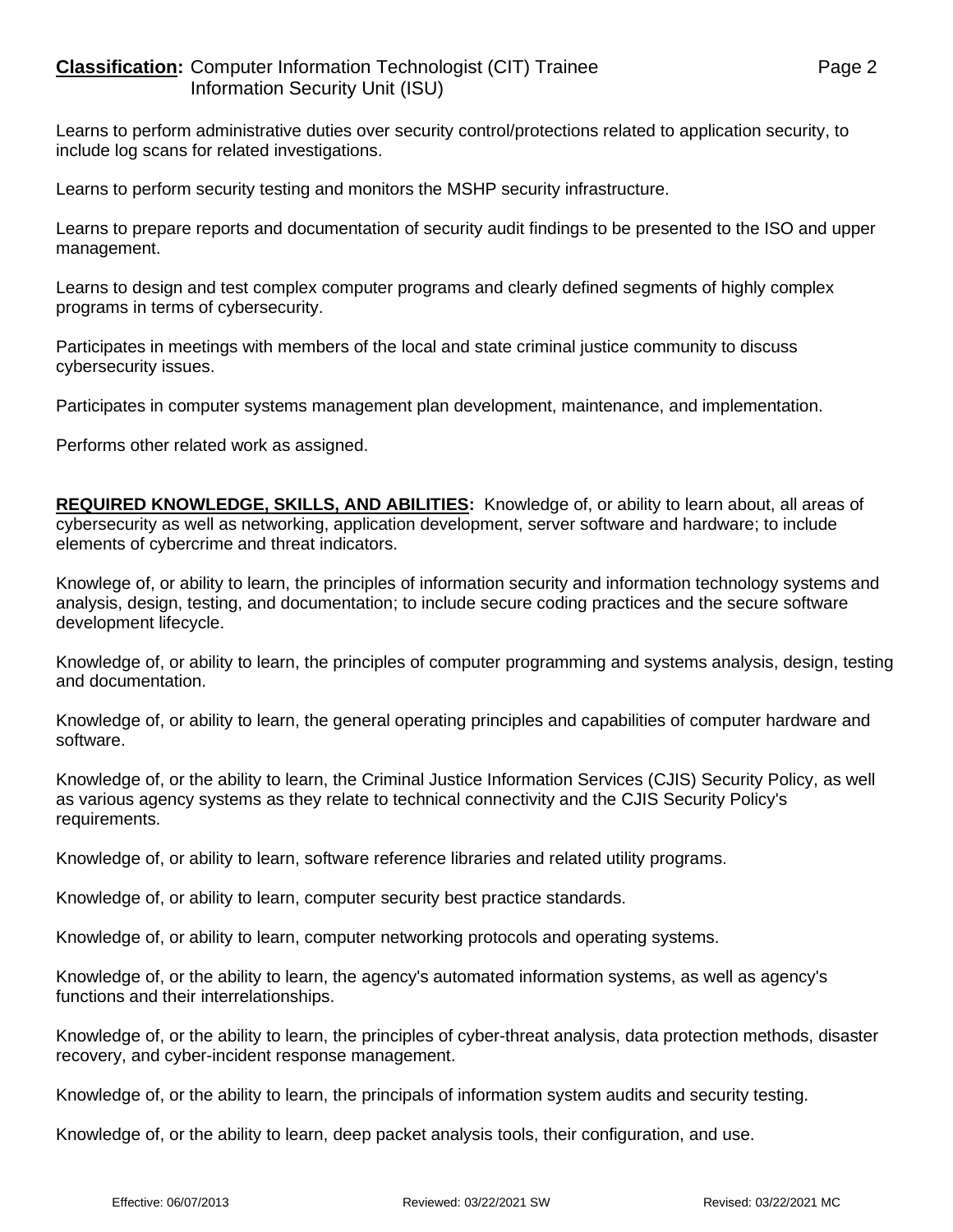Learns to perform administrative duties over security control/protections related to application security, to include log scans for related investigations.

Learns to perform security testing and monitors the MSHP security infrastructure.

Learns to prepare reports and documentation of security audit findings to be presented to the ISO and upper management.

Learns to design and test complex computer programs and clearly defined segments of highly complex programs in terms of cybersecurity.

Participates in meetings with members of the local and state criminal justice community to discuss cybersecurity issues.

Participates in computer systems management plan development, maintenance, and implementation.

Performs other related work as assigned.

**REQUIRED KNOWLEDGE, SKILLS, AND ABILITIES:** Knowledge of, or ability to learn about, all areas of cybersecurity as well as networking, application development, server software and hardware; to include elements of cybercrime and threat indicators.

Knowlege of, or ability to learn, the principles of information security and information technology systems and analysis, design, testing, and documentation; to include secure coding practices and the secure software development lifecycle.

Knowledge of, or ability to learn, the principles of computer programming and systems analysis, design, testing and documentation.

Knowledge of, or ability to learn, the general operating principles and capabilities of computer hardware and software.

Knowledge of, or the ability to learn, the Criminal Justice Information Services (CJIS) Security Policy, as well as various agency systems as they relate to technical connectivity and the CJIS Security Policy's requirements.

Knowledge of, or ability to learn, software reference libraries and related utility programs.

Knowledge of, or ability to learn, computer security best practice standards.

Knowledge of, or ability to learn, computer networking protocols and operating systems.

Knowledge of, or the ability to learn, the agency's automated information systems, as well as agency's functions and their interrelationships.

Knowledge of, or the ability to learn, the principles of cyber-threat analysis, data protection methods, disaster recovery, and cyber-incident response management.

Knowledge of, or the ability to learn, the principals of information system audits and security testing.

Knowledge of, or the ability to learn, deep packet analysis tools, their configuration, and use.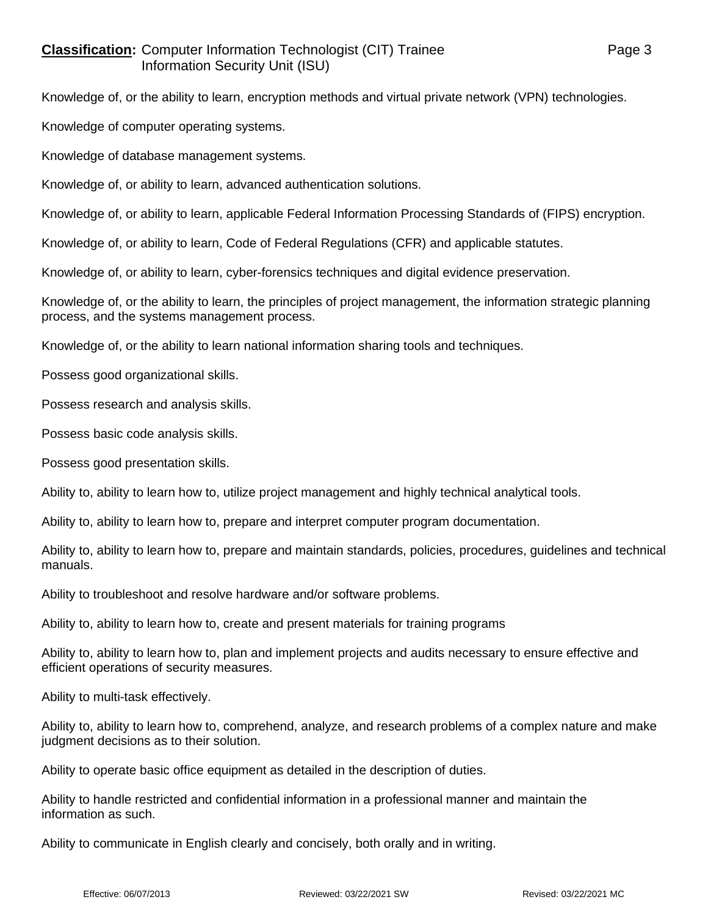Knowledge of, or the ability to learn, encryption methods and virtual private network (VPN) technologies.

Knowledge of computer operating systems.

Knowledge of database management systems.

Knowledge of, or ability to learn, advanced authentication solutions.

Knowledge of, or ability to learn, applicable Federal Information Processing Standards of (FIPS) encryption.

Knowledge of, or ability to learn, Code of Federal Regulations (CFR) and applicable statutes.

Knowledge of, or ability to learn, cyber-forensics techniques and digital evidence preservation.

Knowledge of, or the ability to learn, the principles of project management, the information strategic planning process, and the systems management process.

Knowledge of, or the ability to learn national information sharing tools and techniques.

Possess good organizational skills.

Possess research and analysis skills.

Possess basic code analysis skills.

Possess good presentation skills.

Ability to, ability to learn how to, utilize project management and highly technical analytical tools.

Ability to, ability to learn how to, prepare and interpret computer program documentation.

Ability to, ability to learn how to, prepare and maintain standards, policies, procedures, guidelines and technical manuals.

Ability to troubleshoot and resolve hardware and/or software problems.

Ability to, ability to learn how to, create and present materials for training programs

Ability to, ability to learn how to, plan and implement projects and audits necessary to ensure effective and efficient operations of security measures.

Ability to multi-task effectively.

Ability to, ability to learn how to, comprehend, analyze, and research problems of a complex nature and make judgment decisions as to their solution.

Ability to operate basic office equipment as detailed in the description of duties.

Ability to handle restricted and confidential information in a professional manner and maintain the information as such.

Ability to communicate in English clearly and concisely, both orally and in writing.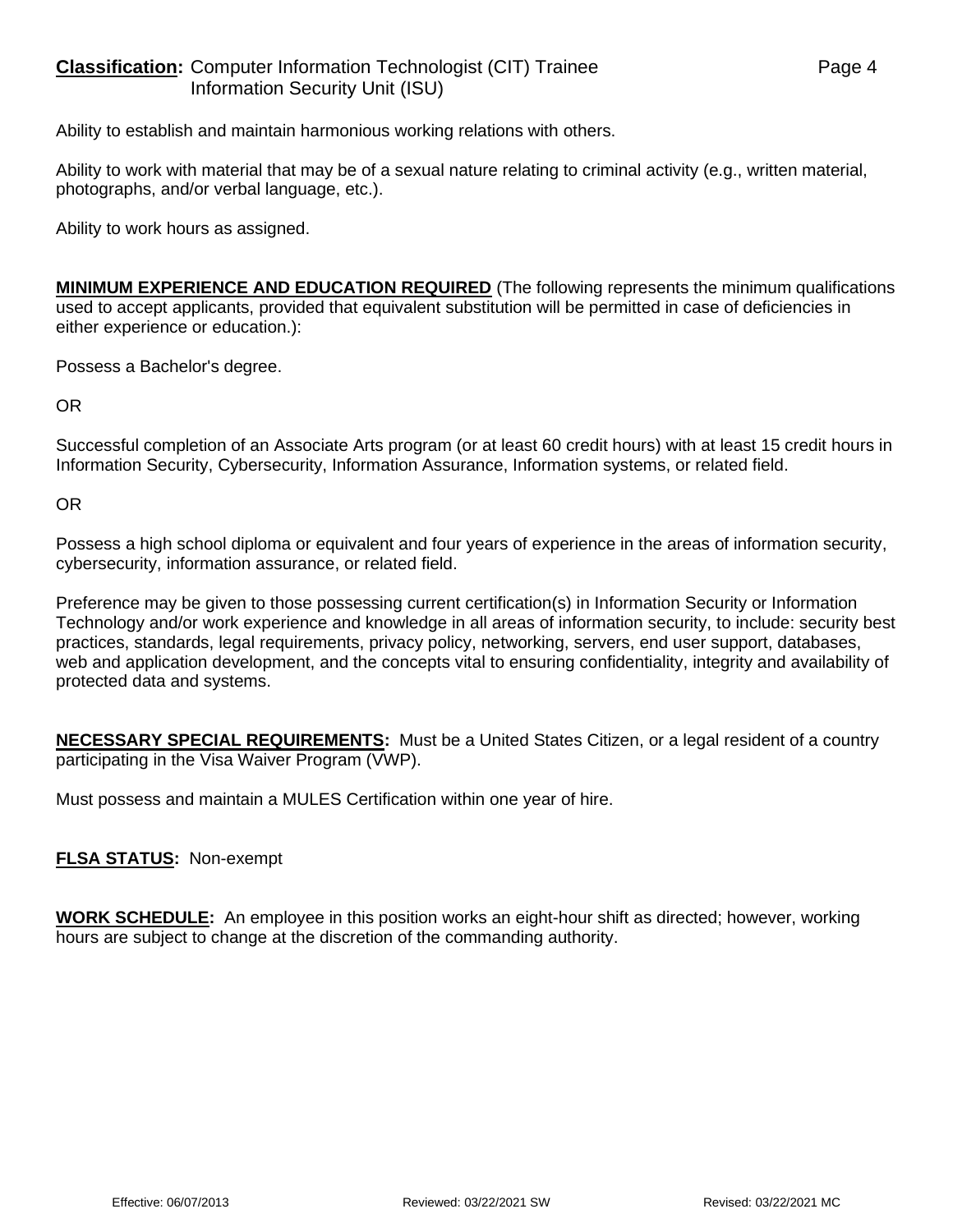Ability to establish and maintain harmonious working relations with others.

Ability to work with material that may be of a sexual nature relating to criminal activity (e.g., written material, photographs, and/or verbal language, etc.).

Ability to work hours as assigned.

**MINIMUM EXPERIENCE AND EDUCATION REQUIRED** (The following represents the minimum qualifications used to accept applicants, provided that equivalent substitution will be permitted in case of deficiencies in either experience or education.):

Possess a Bachelor's degree.

OR

Successful completion of an Associate Arts program (or at least 60 credit hours) with at least 15 credit hours in Information Security, Cybersecurity, Information Assurance, Information systems, or related field.

OR

Possess a high school diploma or equivalent and four years of experience in the areas of information security, cybersecurity, information assurance, or related field.

Preference may be given to those possessing current certification(s) in Information Security or Information Technology and/or work experience and knowledge in all areas of information security, to include: security best practices, standards, legal requirements, privacy policy, networking, servers, end user support, databases, web and application development, and the concepts vital to ensuring confidentiality, integrity and availability of protected data and systems.

**NECESSARY SPECIAL REQUIREMENTS:** Must be a United States Citizen, or a legal resident of a country participating in the Visa Waiver Program (VWP).

Must possess and maintain a MULES Certification within one year of hire.

**FLSA STATUS:** Non-exempt

**WORK SCHEDULE:** An employee in this position works an eight-hour shift as directed; however, working hours are subject to change at the discretion of the commanding authority.